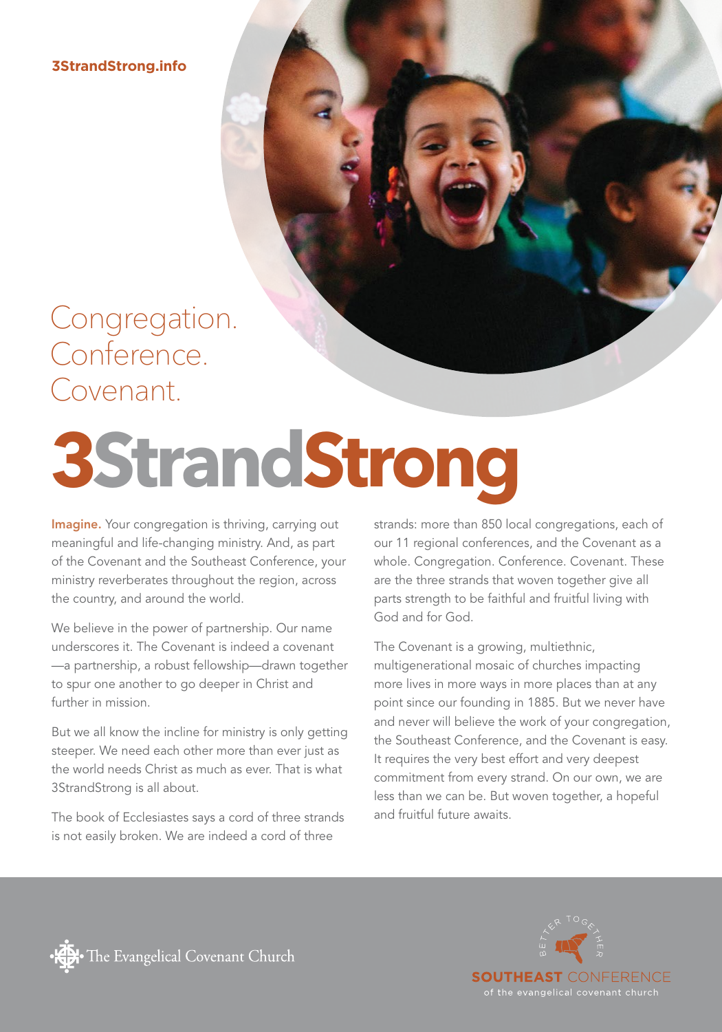**3StrandStrong.info**

## Congregation.
## Conference.
## Covenant.

# 3StrandStrong

**Imagine.** Your congregation is thriving, carrying out meaningful and life-changing ministry. And, as part of the Covenant and the Southeast Conference, your ministry reverberates throughout the region, across the country, and around the world.

We believe in the power of partnership. Our name underscores it. The Covenant is indeed a covenant —a partnership, a robust fellowship—drawn together to spur one another to go deeper in Christ and further in mission.

But we all know the incline for ministry is only getting steeper. We need each other more than ever just as the world needs Christ as much as ever. That is what 3StrandStrong is all about.

The book of Ecclesiastes says a cord of three strands is not easily broken. We are indeed a cord of three strands: more than 850 local congregations, each of our 11 regional conferences, and the Covenant as a whole. Congregation. Conference. Covenant. These are the three strands that woven together give all parts strength to be faithful and fruitful living with God and for God.

The Covenant is a growing, multiethnic, multigenerational mosaic of churches impacting more lives in more ways in more places than at any point since our founding in 1885. But we never have and never will believe the work of your congregation, the Southeast Conference, and the Covenant is easy. It requires the very best effort and very deepest commitment from every strand. On our own, we are less than we can be. But woven together, a hopeful and fruitful future awaits.

The Evangelical Covenant Church

BETTER TOGETHER
SOUTHEAST CONFERENCE
of the evangelical covenant church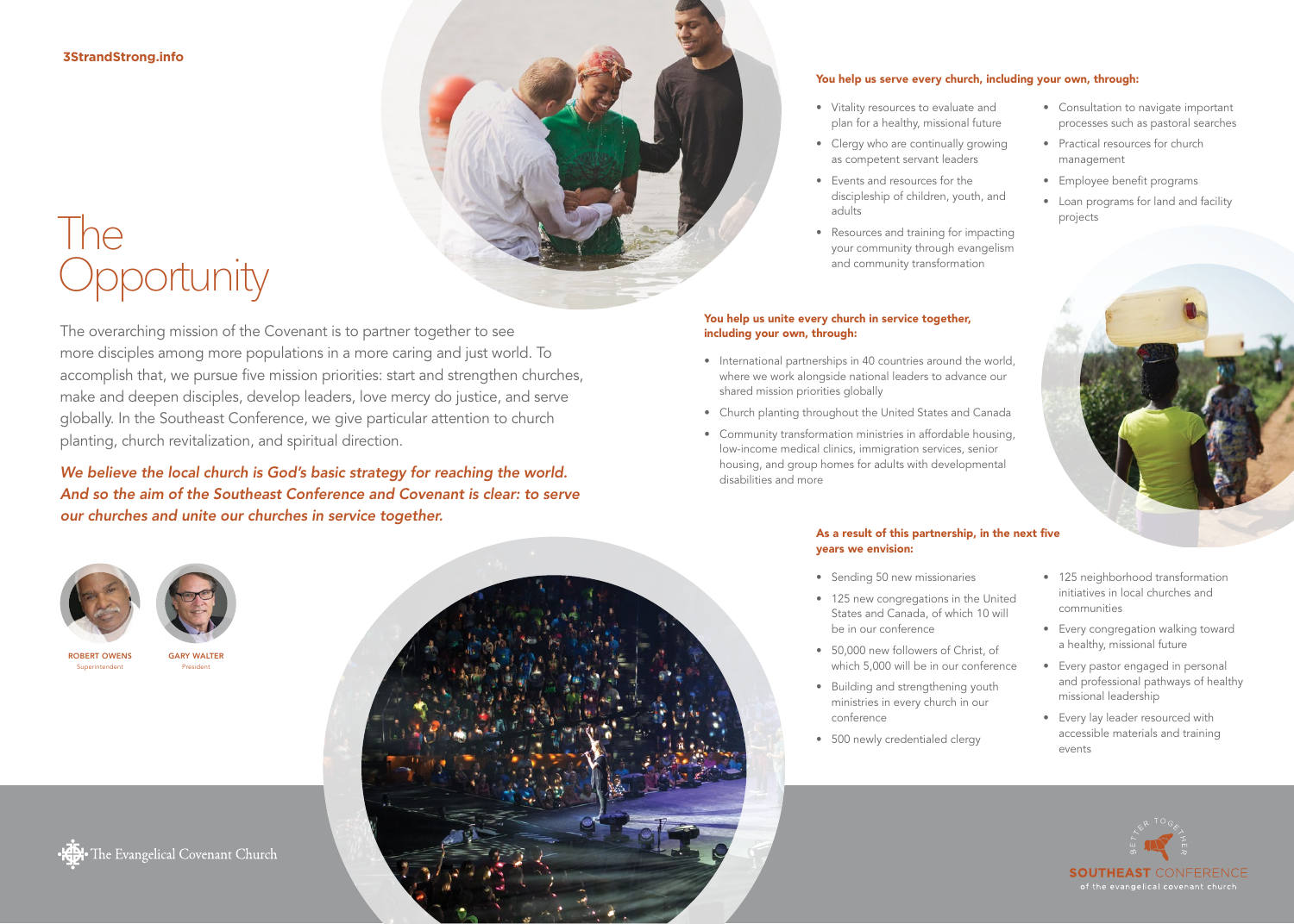3StrandStrong.info

# The Opportunity

The overarching mission of the Covenant is to partner together to see more disciples among more populations in a more caring and just world. To accomplish that, we pursue five mission priorities: start and strengthen churches, make and deepen disciples, develop leaders, love mercy do justice, and serve globally. In the Southeast Conference, we give particular attention to church planting, church revitalization, and spiritual direction.

***We believe the local church is God's basic strategy for reaching the world. And so the aim of the Southeast Conference and Covenant is clear: to serve our churches and unite our churches in service together.***

**ROBERT OWENS**
Superintendent

**GARY WALTER**
President

### You help us serve every church, including your own, through:

- Vitality resources to evaluate and plan for a healthy, missional future
- Clergy who are continually growing as competent servant leaders
- Events and resources for the discipleship of children, youth, and adults
- Resources and training for impacting your community through evangelism and community transformation
- Consultation to navigate important processes such as pastoral searches
- Practical resources for church management
- Employee benefit programs
- Loan programs for land and facility projects

### You help us unite every church in service together, including your own, through:

- International partnerships in 40 countries around the world, where we work alongside national leaders to advance our shared mission priorities globally
- Church planting throughout the United States and Canada
- Community transformation ministries in affordable housing, low-income medical clinics, immigration services, senior housing, and group homes for adults with developmental disabilities and more

### As a result of this partnership, in the next five years we envision:

- Sending 50 new missionaries
- 125 new congregations in the United States and Canada, of which 10 will be in our conference
- 50,000 new followers of Christ, of which 5,000 will be in our conference
- Building and strengthening youth ministries in every church in our conference
- 500 newly credentialed clergy
- 125 neighborhood transformation initiatives in local churches and communities
- Every congregation walking toward a healthy, missional future
- Every pastor engaged in personal and professional pathways of healthy missional leadership
- Every lay leader resourced with accessible materials and training events

The Evangelical Covenant Church

BETTER TOGETHER
SOUTHEAST CONFERENCE
of the evangelical covenant church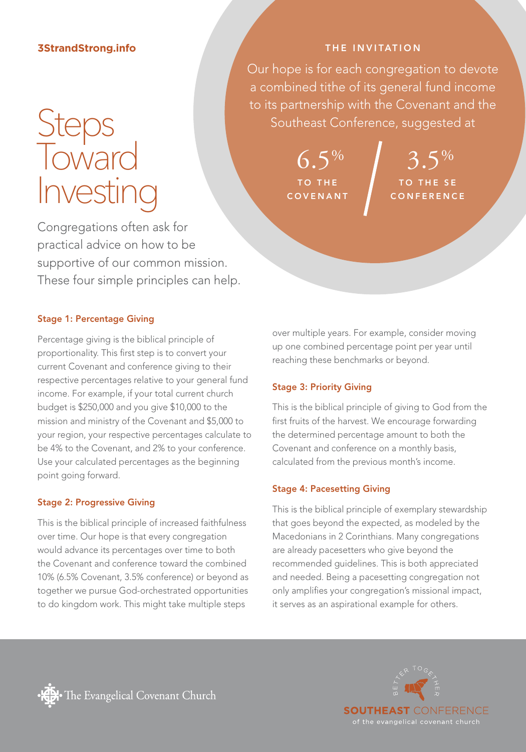3StrandStrong.info

# Steps Toward Investing

Congregations often ask for practical advice on how to be supportive of our common mission. These four simple principles can help.

## THE INVITATION

Our hope is for each congregation to devote a combined tithe of its general fund income to its partnership with the Covenant and the Southeast Conference, suggested at

**6.5%** TO THE COVENANT / **3.5%** TO THE SE CONFERENCE

### Stage 1: Percentage Giving

Percentage giving is the biblical principle of proportionality. This first step is to convert your current Covenant and conference giving to their respective percentages relative to your general fund income. For example, if your total current church budget is $250,000 and you give $10,000 to the mission and ministry of the Covenant and $5,000 to your region, your respective percentages calculate to be 4% to the Covenant, and 2% to your conference. Use your calculated percentages as the beginning point going forward.

### Stage 2: Progressive Giving

This is the biblical principle of increased faithfulness over time. Our hope is that every congregation would advance its percentages over time to both the Covenant and conference toward the combined 10% (6.5% Covenant, 3.5% conference) or beyond as together we pursue God-orchestrated opportunities to do kingdom work. This might take multiple steps over multiple years. For example, consider moving up one combined percentage point per year until reaching these benchmarks or beyond.

### Stage 3: Priority Giving

This is the biblical principle of giving to God from the first fruits of the harvest. We encourage forwarding the determined percentage amount to both the Covenant and conference on a monthly basis, calculated from the previous month's income.

### Stage 4: Pacesetting Giving

This is the biblical principle of exemplary stewardship that goes beyond the expected, as modeled by the Macedonians in 2 Corinthians. Many congregations are already pacesetters who give beyond the recommended guidelines. This is both appreciated and needed. Being a pacesetting congregation not only amplifies your congregation's missional impact, it serves as an aspirational example for others.

The Evangelical Covenant Church

BETTER TOGETHER
SOUTHEAST CONFERENCE
of the evangelical covenant church